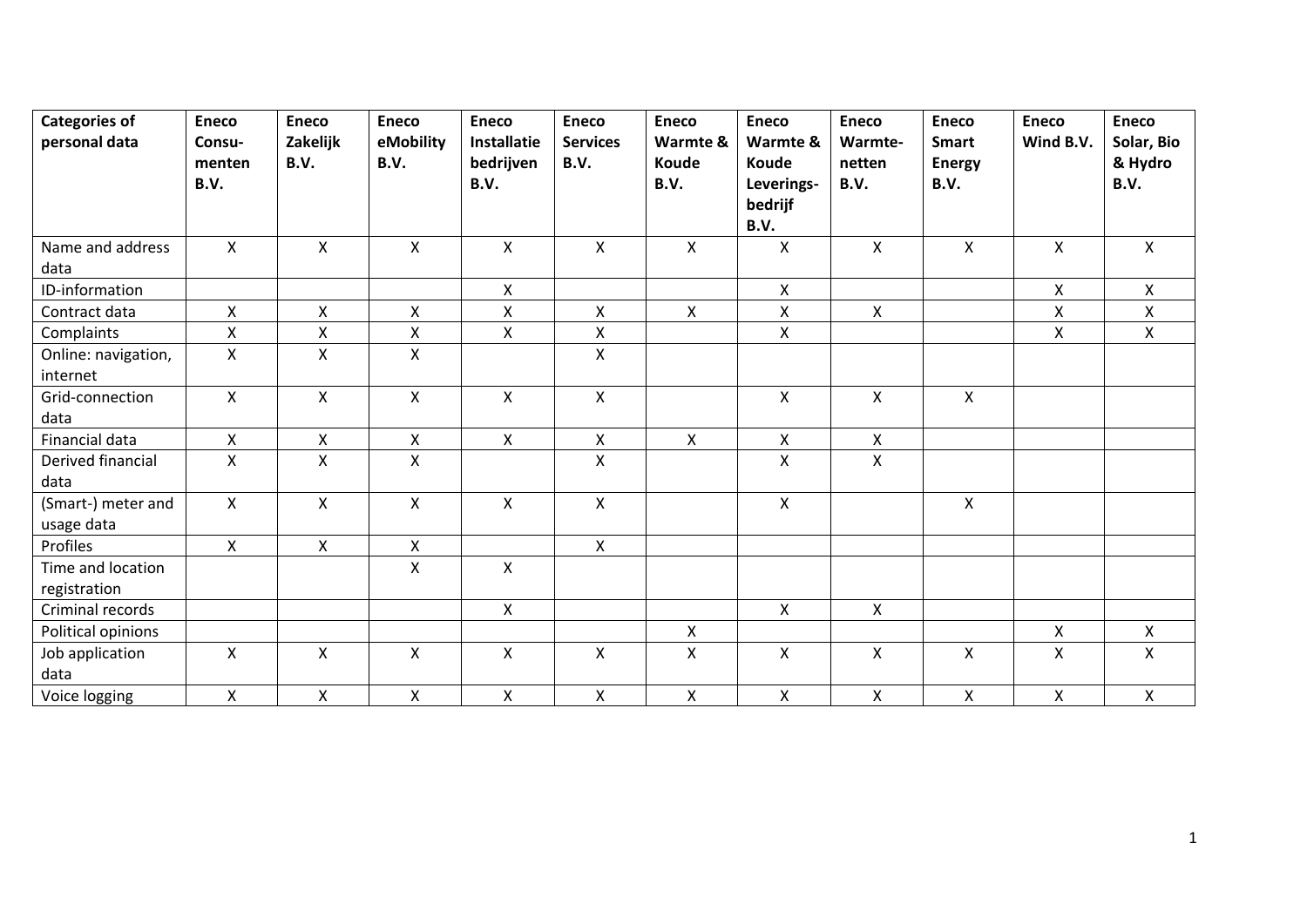| Categories of personal data | Eneco Consu-menten B.V. | Eneco Zakelijk B.V. | Eneco eMobility B.V. | Eneco Installatie bedrijven B.V. | Eneco Services B.V. | Eneco Warmte & Koude B.V. | Eneco Warmte & Koude Leverings-bedrijf B.V. | Eneco Warmte-netten B.V. | Eneco Smart Energy B.V. | Eneco Wind B.V. | Eneco Solar, Bio & Hydro B.V. |
|---|---|---|---|---|---|---|---|---|---|---|---|
| Name and address data | X | X | X | X | X | X | X | X | X | X | X |
| ID-information | | | | X | | | X | | | X | X |
| Contract data | X | X | X | X | X | X | X | X | | X | X |
| Complaints | X | X | X | X | X | | X | | | X | X |
| Online: navigation, internet | X | X | X | | X | | | | | | |
| Grid-connection data | X | X | X | X | X | | X | X | X | | |
| Financial data | X | X | X | X | X | X | X | X | | | |
| Derived financial data | X | X | X | | X | | X | X | | | |
| (Smart-) meter and usage data | X | X | X | X | X | | X | | X | | |
| Profiles | X | X | X | | X | | | | | | |
| Time and location registration | | | X | X | | | | | | | |
| Criminal records | | | | X | | | X | X | | | |
| Political opinions | | | | | | X | | | | X | X |
| Job application data | X | X | X | X | X | X | X | X | X | X | X |
| Voice logging | X | X | X | X | X | X | X | X | X | X | X |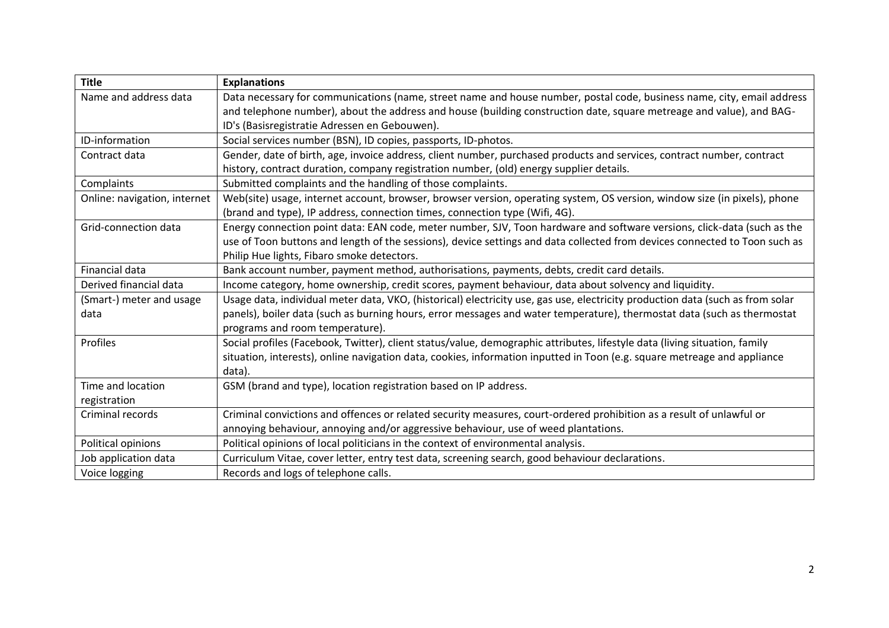| Title | Explanations |
|---|---|
| Name and address data | Data necessary for communications (name, street name and house number, postal code, business name, city, email address and telephone number), about the address and house (building construction date, square metreage and value), and BAG-ID's (Basisregistratie Adressen en Gebouwen). |
| ID-information | Social services number (BSN), ID copies, passports, ID-photos. |
| Contract data | Gender, date of birth, age, invoice address, client number, purchased products and services, contract number, contract history, contract duration, company registration number, (old) energy supplier details. |
| Complaints | Submitted complaints and the handling of those complaints. |
| Online: navigation, internet | Web(site) usage, internet account, browser, browser version, operating system, OS version, window size (in pixels), phone (brand and type), IP address, connection times, connection type (Wifi, 4G). |
| Grid-connection data | Energy connection point data: EAN code, meter number, SJV, Toon hardware and software versions, click-data (such as the use of Toon buttons and length of the sessions), device settings and data collected from devices connected to Toon such as Philip Hue lights, Fibaro smoke detectors. |
| Financial data | Bank account number, payment method, authorisations, payments, debts, credit card details. |
| Derived financial data | Income category, home ownership, credit scores, payment behaviour, data about solvency and liquidity. |
| (Smart-) meter and usage data | Usage data, individual meter data, VKO, (historical) electricity use, gas use, electricity production data (such as from solar panels), boiler data (such as burning hours, error messages and water temperature), thermostat data (such as thermostat programs and room temperature). |
| Profiles | Social profiles (Facebook, Twitter), client status/value, demographic attributes, lifestyle data (living situation, family situation, interests), online navigation data, cookies, information inputted in Toon (e.g. square metreage and appliance data). |
| Time and location registration | GSM (brand and type), location registration based on IP address. |
| Criminal records | Criminal convictions and offences or related security measures, court-ordered prohibition as a result of unlawful or annoying behaviour, annoying and/or aggressive behaviour, use of weed plantations. |
| Political opinions | Political opinions of local politicians in the context of environmental analysis. |
| Job application data | Curriculum Vitae, cover letter, entry test data, screening search, good behaviour declarations. |
| Voice logging | Records and logs of telephone calls. |